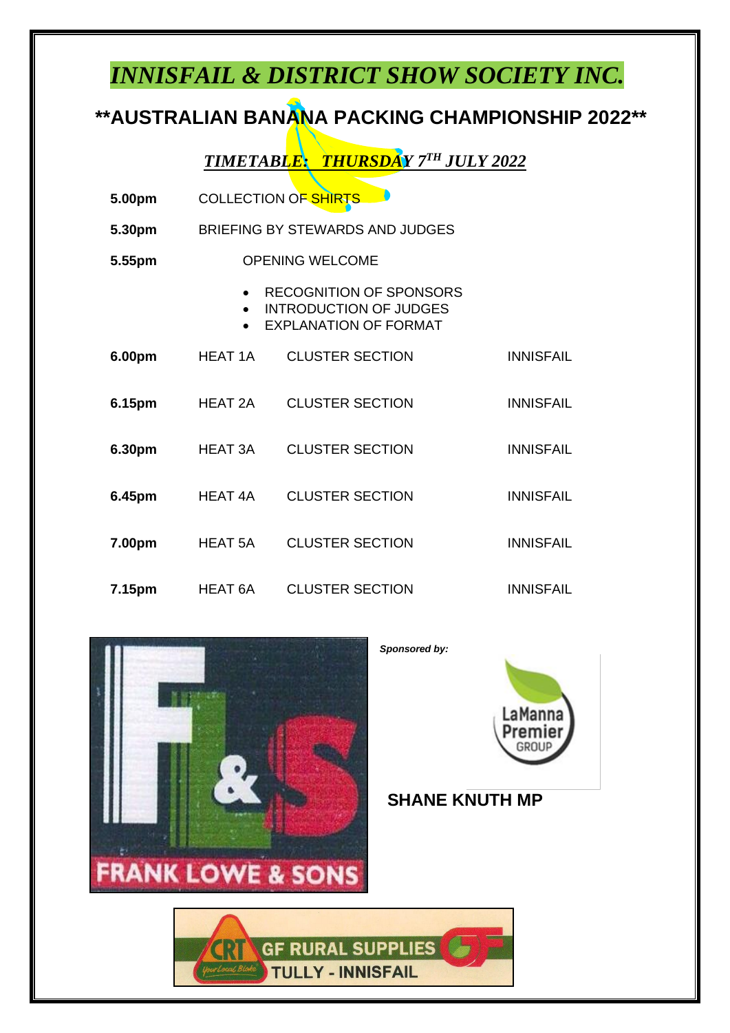# *INNISFAIL & DISTRICT SHOW SOCIETY INC.*

## **AUSTRALIAN BANANA PACKING CHAMPIONSHIP 2022**

### *TIMETABLE: THURSDAY 7TH JULY 2022*

| | | | |
|---|---|---|---|
| **5.00pm** | COLLECTION OF SHIRTS | | |
| **5.30pm** | BRIEFING BY STEWARDS AND JUDGES | | |
| **5.55pm** | OPENING WELCOME | | |

- RECOGNITION OF SPONSORS
- INTRODUCTION OF JUDGES
- EXPLANATION OF FORMAT

| | | | |
|---|---|---|---|
| **6.00pm** | HEAT 1A | CLUSTER SECTION | INNISFAIL |
| **6.15pm** | HEAT 2A | CLUSTER SECTION | INNISFAIL |
| **6.30pm** | HEAT 3A | CLUSTER SECTION | INNISFAIL |
| **6.45pm** | HEAT 4A | CLUSTER SECTION | INNISFAIL |
| **7.00pm** | HEAT 5A | CLUSTER SECTION | INNISFAIL |
| **7.15pm** | HEAT 6A | CLUSTER SECTION | INNISFAIL |

FRANK LOWE & SONS

***Sponsored by:***

LaManna Premier GROUP

**SHANE KNUTH MP**

CRT GF RURAL SUPPLIES TULLY - INNISFAIL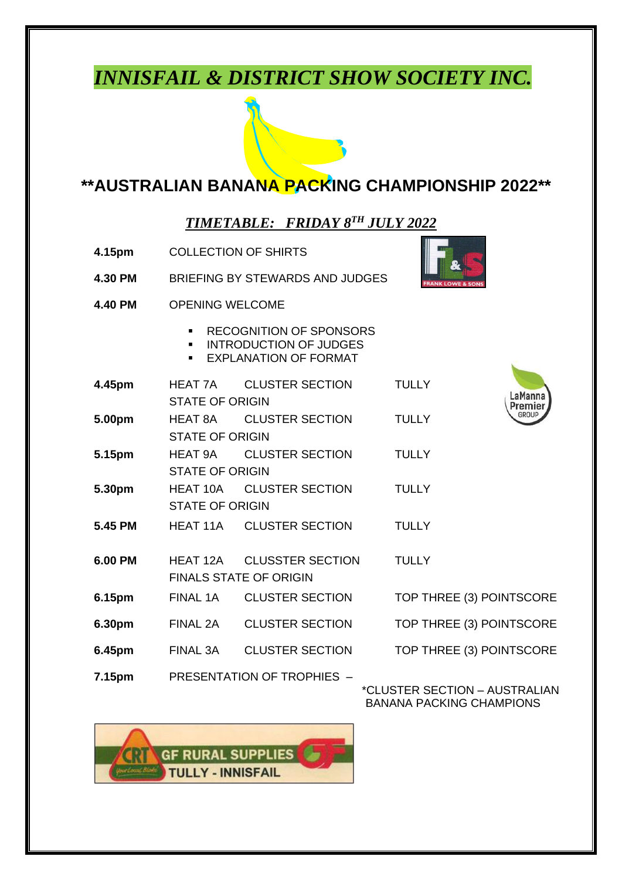# *INNISFAIL & DISTRICT SHOW SOCIETY INC.*

## **AUSTRALIAN BANANA PACKING CHAMPIONSHIP 2022**

### *TIMETABLE: FRIDAY 8TH JULY 2022*

| | | | |
|---|---|---|---|
| **4.15pm** | COLLECTION OF SHIRTS | | |
| **4.30 PM** | BRIEFING BY STEWARDS AND JUDGES | | |
| **4.40 PM** | OPENING WELCOME | | |

- RECOGNITION OF SPONSORS
- INTRODUCTION OF JUDGES
- EXPLANATION OF FORMAT

| | | | |
|---|---|---|---|
| **4.45pm** | HEAT 7A | CLUSTER SECTION | TULLY |
| | STATE OF ORIGIN | | |
| **5.00pm** | HEAT 8A | CLUSTER SECTION | TULLY |
| | STATE OF ORIGIN | | |
| **5.15pm** | HEAT 9A | CLUSTER SECTION | TULLY |
| | STATE OF ORIGIN | | |
| **5.30pm** | HEAT 10A | CLUSTER SECTION | TULLY |
| | STATE OF ORIGIN | | |
| **5.45 PM** | HEAT 11A | CLUSTER SECTION | TULLY |
| **6.00 PM** | HEAT 12A | CLUSSTER SECTION | TULLY |
| | FINALS STATE OF ORIGIN | | |
| **6.15pm** | FINAL 1A | CLUSTER SECTION | TOP THREE (3) POINTSCORE |
| **6.30pm** | FINAL 2A | CLUSTER SECTION | TOP THREE (3) POINTSCORE |
| **6.45pm** | FINAL 3A | CLUSTER SECTION | TOP THREE (3) POINTSCORE |
| **7.15pm** | PRESENTATION OF TROPHIES – | | |

*CLUSTER SECTION – AUSTRALIAN BANANA PACKING CHAMPIONS

FRANK LOWE & SONS

LaManna Premier GROUP

CRT GF RURAL SUPPLIES TULLY - INNISFAIL